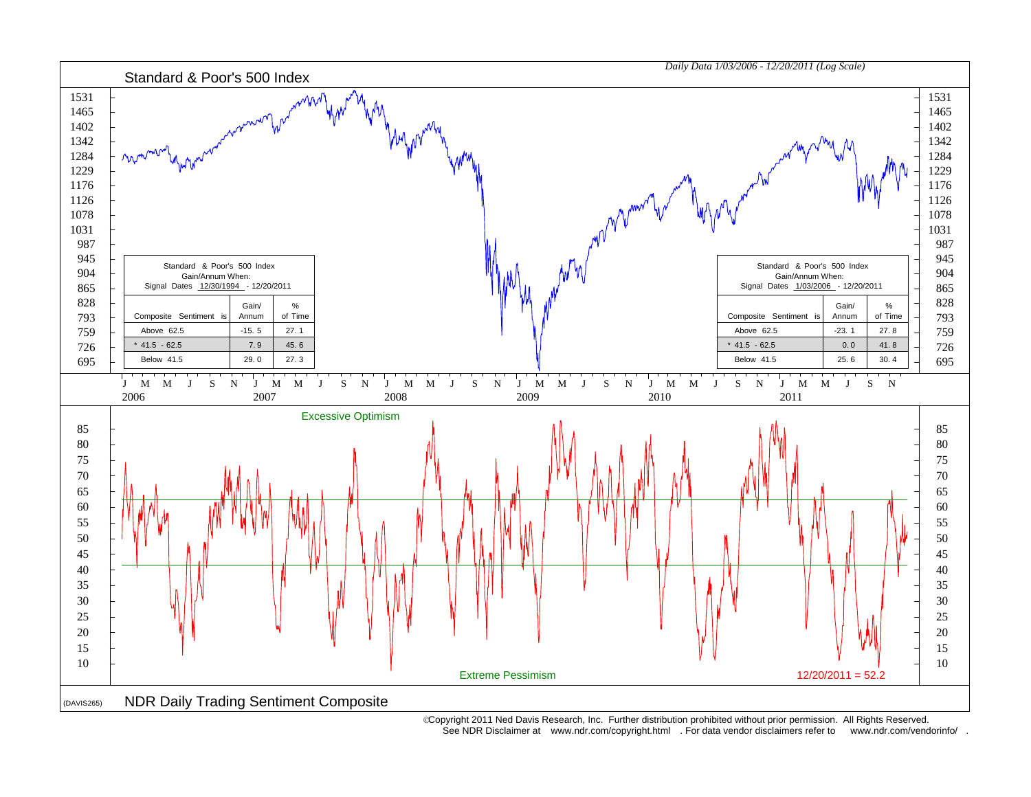*Daily Data 1/03/2006 - 12/20/2011 (Log Scale)*

## Standard & Poor's 500 Index

Standard & Poor's 500 Index
Gain/Annum When:
Signal Dates 12/30/1994 - 12/20/2011

| Composite Sentiment is | Gain/ Annum | % of Time |
|---|---|---|
| Above 62.5 | -15.5 | 27.1 |
| * 41.5 - 62.5 | 7.9 | 45.6 |
| Below 41.5 | 29.0 | 27.3 |

Standard & Poor's 500 Index
Gain/Annum When:
Signal Dates 1/03/2006 - 12/20/2011

| Composite Sentiment is | Gain/ Annum | % of Time |
|---|---|---|
| Above 62.5 | -23.1 | 27.8 |
| * 41.5 - 62.5 | 0.0 | 41.8 |
| Below 41.5 | 25.6 | 30.4 |

Excessive Optimism

Extreme Pessimism

12/20/2011 = 52.2

(DAVIS265)

## NDR Daily Trading Sentiment Composite

©Copyright 2011 Ned Davis Research, Inc. Further distribution prohibited without prior permission. All Rights Reserved.
See NDR Disclaimer at www.ndr.com/copyright.html . For data vendor disclaimers refer to www.ndr.com/vendorinfo/ .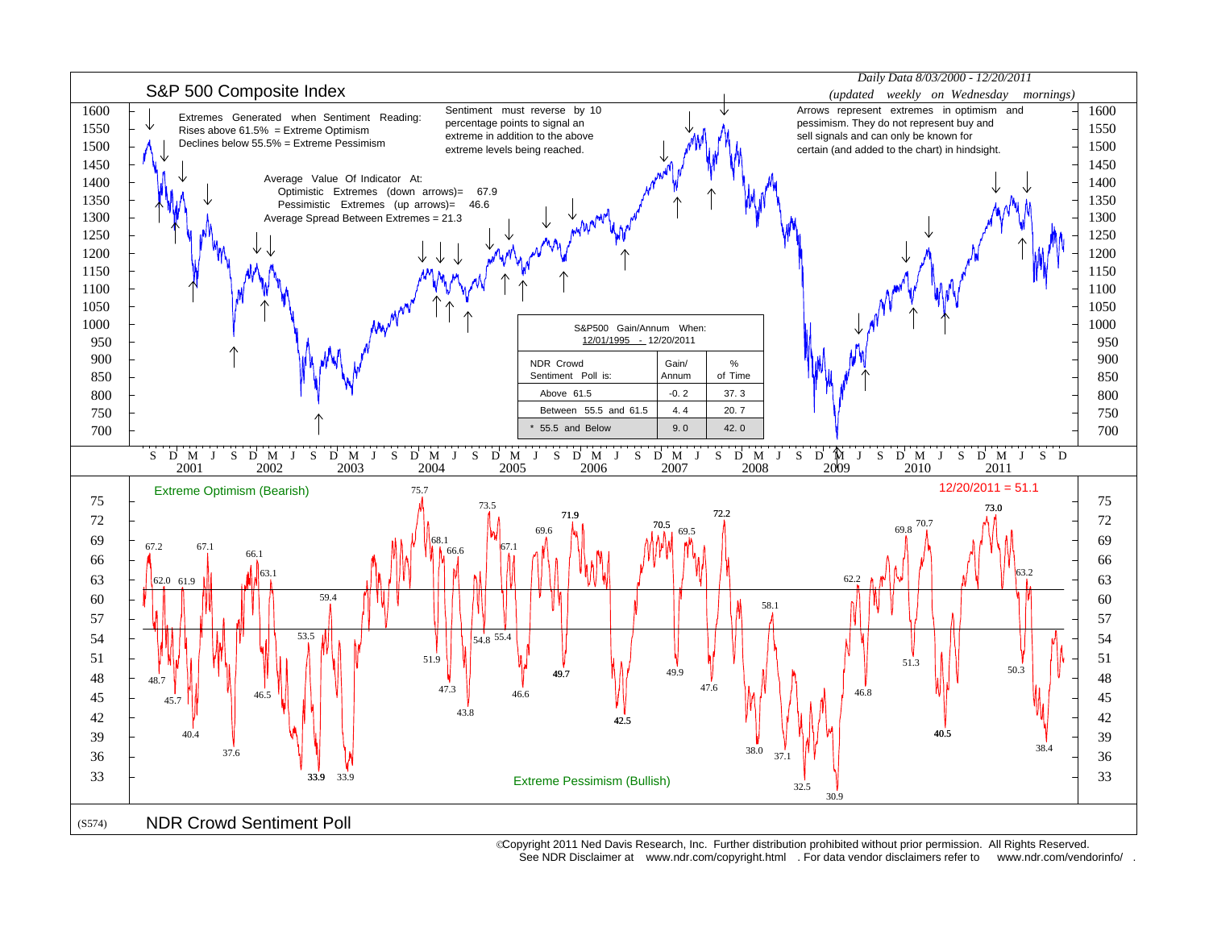## S&P 500 Composite Index

*Daily Data 8/03/2000 - 12/20/2011*
*(updated weekly on Wednesday mornings)*

Extremes Generated when Sentiment Reading:
Rises above 61.5% = Extreme Optimism
Declines below 55.5% = Extreme Pessimism

Sentiment must reverse by 10 percentage points to signal an extreme in addition to the above extreme levels being reached.

Arrows represent extremes in optimism and pessimism. They do not represent buy and sell signals and can only be known for certain (and added to the chart) in hindsight.

Average Value Of Indicator At:
Optimistic Extremes (down arrows)= 67.9
Pessimistic Extremes (up arrows)= 46.6
Average Spread Between Extremes = 21.3

S&P500 Gain/Annum When:
12/01/1995 - 12/20/2011

| NDR Crowd Sentiment Poll is: | Gain/ Annum | % of Time |
|---|---|---|
| Above 61.5 | -0.2 | 37.3 |
| Between 55.5 and 61.5 | 4.4 | 20.7 |
| * 55.5 and Below | 9.0 | 42.0 |

Extreme Optimism (Bearish)

12/20/2011 = 51.1

Extreme Pessimism (Bullish)

(S574) NDR Crowd Sentiment Poll

©Copyright 2011 Ned Davis Research, Inc. Further distribution prohibited without prior permission. All Rights Reserved.
See NDR Disclaimer at www.ndr.com/copyright.html . For data vendor disclaimers refer to www.ndr.com/vendorinfo/ .